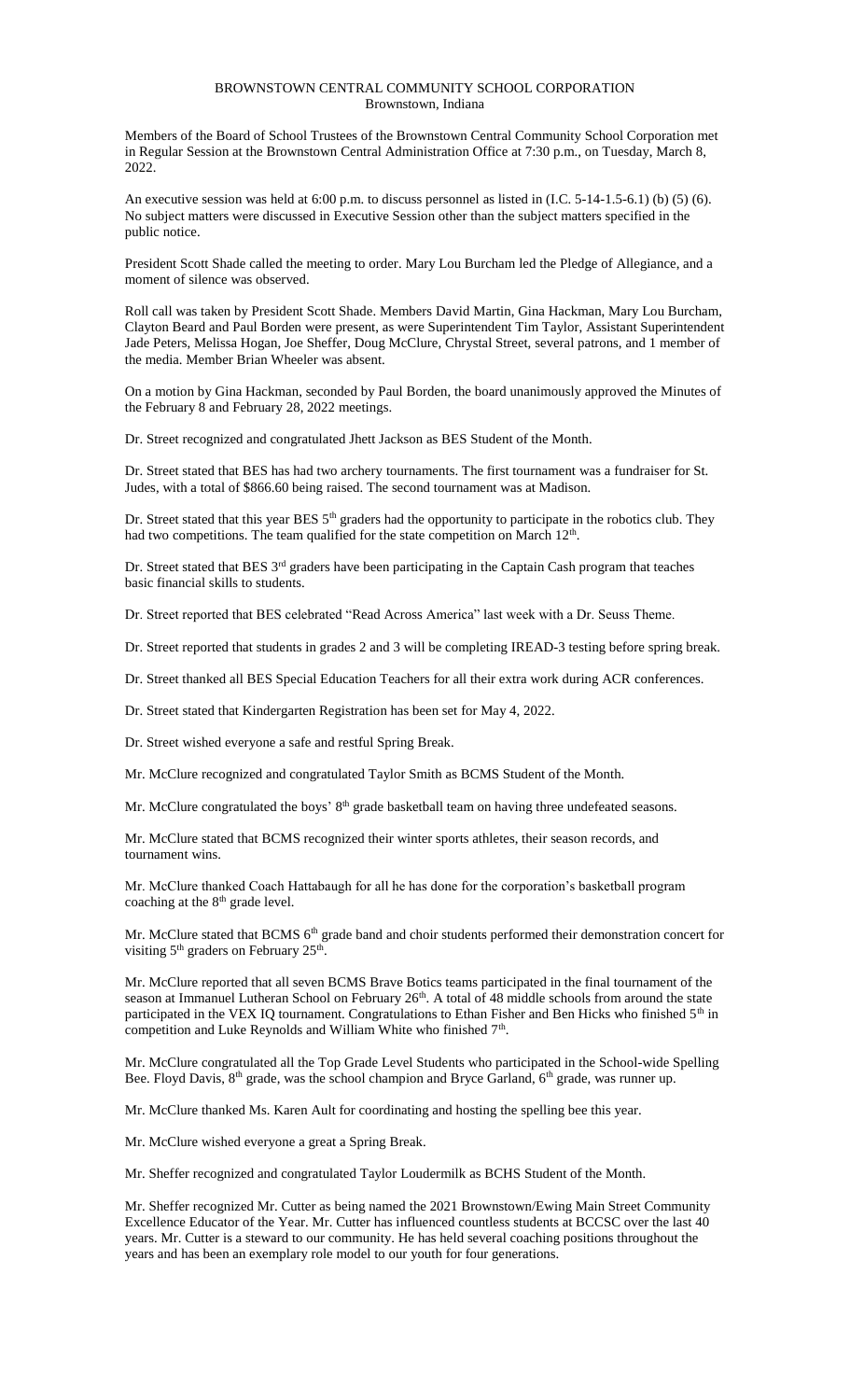BROWNSTOWN CENTRAL COMMUNITY SCHOOL CORPORATION
Brownstown, Indiana

Members of the Board of School Trustees of the Brownstown Central Community School Corporation met in Regular Session at the Brownstown Central Administration Office at 7:30 p.m., on Tuesday, March 8, 2022.

An executive session was held at 6:00 p.m. to discuss personnel as listed in (I.C. 5-14-1.5-6.1) (b) (5) (6). No subject matters were discussed in Executive Session other than the subject matters specified in the public notice.

President Scott Shade called the meeting to order. Mary Lou Burcham led the Pledge of Allegiance, and a moment of silence was observed.

Roll call was taken by President Scott Shade. Members David Martin, Gina Hackman, Mary Lou Burcham, Clayton Beard and Paul Borden were present, as were Superintendent Tim Taylor, Assistant Superintendent Jade Peters, Melissa Hogan, Joe Sheffer, Doug McClure, Chrystal Street, several patrons, and 1 member of the media. Member Brian Wheeler was absent.

On a motion by Gina Hackman, seconded by Paul Borden, the board unanimously approved the Minutes of the February 8 and February 28, 2022 meetings.

Dr. Street recognized and congratulated Jhett Jackson as BES Student of the Month.

Dr. Street stated that BES has had two archery tournaments. The first tournament was a fundraiser for St. Judes, with a total of $866.60 being raised. The second tournament was at Madison.

Dr. Street stated that this year BES 5th graders had the opportunity to participate in the robotics club. They had two competitions. The team qualified for the state competition on March 12th.

Dr. Street stated that BES 3rd graders have been participating in the Captain Cash program that teaches basic financial skills to students.

Dr. Street reported that BES celebrated "Read Across America" last week with a Dr. Seuss Theme.

Dr. Street reported that students in grades 2 and 3 will be completing IREAD-3 testing before spring break.

Dr. Street thanked all BES Special Education Teachers for all their extra work during ACR conferences.

Dr. Street stated that Kindergarten Registration has been set for May 4, 2022.

Dr. Street wished everyone a safe and restful Spring Break.

Mr. McClure recognized and congratulated Taylor Smith as BCMS Student of the Month.

Mr. McClure congratulated the boys' 8th grade basketball team on having three undefeated seasons.

Mr. McClure stated that BCMS recognized their winter sports athletes, their season records, and tournament wins.

Mr. McClure thanked Coach Hattabaugh for all he has done for the corporation's basketball program coaching at the 8th grade level.

Mr. McClure stated that BCMS 6th grade band and choir students performed their demonstration concert for visiting 5th graders on February 25th.

Mr. McClure reported that all seven BCMS Brave Botics teams participated in the final tournament of the season at Immanuel Lutheran School on February 26th. A total of 48 middle schools from around the state participated in the VEX IQ tournament. Congratulations to Ethan Fisher and Ben Hicks who finished 5th in competition and Luke Reynolds and William White who finished 7th.

Mr. McClure congratulated all the Top Grade Level Students who participated in the School-wide Spelling Bee. Floyd Davis, 8th grade, was the school champion and Bryce Garland, 6th grade, was runner up.

Mr. McClure thanked Ms. Karen Ault for coordinating and hosting the spelling bee this year.

Mr. McClure wished everyone a great a Spring Break.

Mr. Sheffer recognized and congratulated Taylor Loudermilk as BCHS Student of the Month.

Mr. Sheffer recognized Mr. Cutter as being named the 2021 Brownstown/Ewing Main Street Community Excellence Educator of the Year. Mr. Cutter has influenced countless students at BCCSC over the last 40 years. Mr. Cutter is a steward to our community. He has held several coaching positions throughout the years and has been an exemplary role model to our youth for four generations.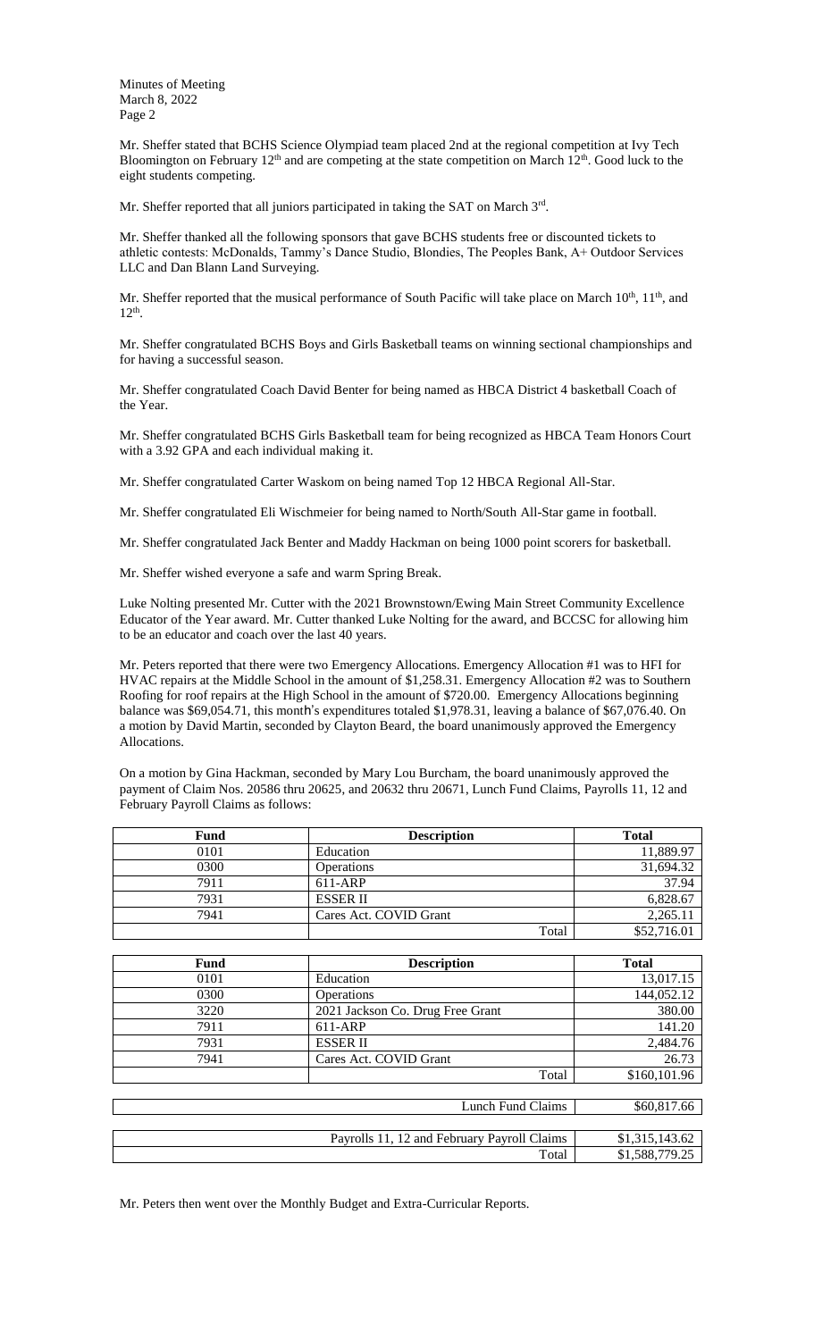Mr. Sheffer stated that BCHS Science Olympiad team placed 2nd at the regional competition at Ivy Tech Bloomington on February 12th and are competing at the state competition on March 12th. Good luck to the eight students competing.

Mr. Sheffer reported that all juniors participated in taking the SAT on March 3rd.

Mr. Sheffer thanked all the following sponsors that gave BCHS students free or discounted tickets to athletic contests: McDonalds, Tammy's Dance Studio, Blondies, The Peoples Bank, A+ Outdoor Services LLC and Dan Blann Land Surveying.

Mr. Sheffer reported that the musical performance of South Pacific will take place on March 10th, 11th, and 12th.

Mr. Sheffer congratulated BCHS Boys and Girls Basketball teams on winning sectional championships and for having a successful season.

Mr. Sheffer congratulated Coach David Benter for being named as HBCA District 4 basketball Coach of the Year.

Mr. Sheffer congratulated BCHS Girls Basketball team for being recognized as HBCA Team Honors Court with a 3.92 GPA and each individual making it.

Mr. Sheffer congratulated Carter Waskom on being named Top 12 HBCA Regional All-Star.

Mr. Sheffer congratulated Eli Wischmeier for being named to North/South All-Star game in football.

Mr. Sheffer congratulated Jack Benter and Maddy Hackman on being 1000 point scorers for basketball.

Mr. Sheffer wished everyone a safe and warm Spring Break.

Luke Nolting presented Mr. Cutter with the 2021 Brownstown/Ewing Main Street Community Excellence Educator of the Year award. Mr. Cutter thanked Luke Nolting for the award, and BCCSC for allowing him to be an educator and coach over the last 40 years.

Mr. Peters reported that there were two Emergency Allocations. Emergency Allocation #1 was to HFI for HVAC repairs at the Middle School in the amount of $1,258.31. Emergency Allocation #2 was to Southern Roofing for roof repairs at the High School in the amount of $720.00. Emergency Allocations beginning balance was $69,054.71, this month's expenditures totaled $1,978.31, leaving a balance of $67,076.40. On a motion by David Martin, seconded by Clayton Beard, the board unanimously approved the Emergency Allocations.

On a motion by Gina Hackman, seconded by Mary Lou Burcham, the board unanimously approved the payment of Claim Nos. 20586 thru 20625, and 20632 thru 20671, Lunch Fund Claims, Payrolls 11, 12 and February Payroll Claims as follows:

| Fund | Description | Total |
|---|---|---|
| 0101 | Education | 11,889.97 |
| 0300 | Operations | 31,694.32 |
| 7911 | 611-ARP | 37.94 |
| 7931 | ESSER II | 6,828.67 |
| 7941 | Cares Act. COVID Grant | 2,265.11 |
| | Total | $52,716.01 |

| Fund | Description | Total |
|---|---|---|
| 0101 | Education | 13,017.15 |
| 0300 | Operations | 144,052.12 |
| 3220 | 2021 Jackson Co. Drug Free Grant | 380.00 |
| 7911 | 611-ARP | 141.20 |
| 7931 | ESSER II | 2,484.76 |
| 7941 | Cares Act. COVID Grant | 26.73 |
| | Total | $160,101.96 |

| | |
|---|---|
| Lunch Fund Claims | $60,817.66 |

| | |
|---|---|
| Payrolls 11, 12 and February Payroll Claims | $1,315,143.62 |
| Total | $1,588,779.25 |

Mr. Peters then went over the Monthly Budget and Extra-Curricular Reports.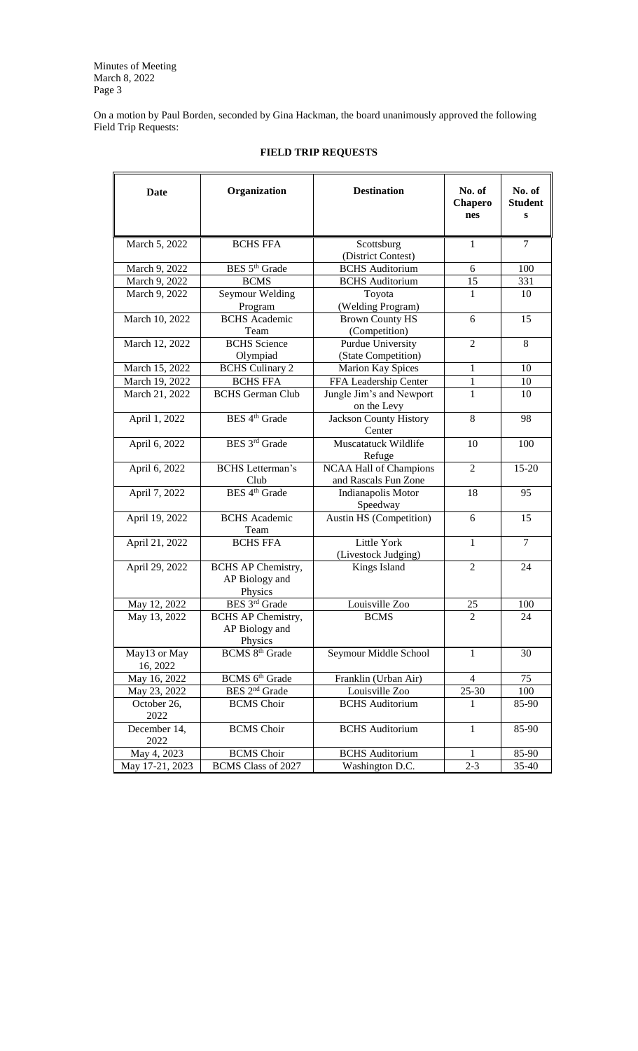On a motion by Paul Borden, seconded by Gina Hackman, the board unanimously approved the following Field Trip Requests:

## FIELD TRIP REQUESTS

| Date | Organization | Destination | No. of Chaperones | No. of Students |
|---|---|---|---|---|
| March 5, 2022 | BCHS FFA | Scottsburg (District Contest) | 1 | 7 |
| March 9, 2022 | BES 5th Grade | BCHS Auditorium | 6 | 100 |
| March 9, 2022 | BCMS | BCHS Auditorium | 15 | 331 |
| March 9, 2022 | Seymour Welding Program | Toyota (Welding Program) | 1 | 10 |
| March 10, 2022 | BCHS Academic Team | Brown County HS (Competition) | 6 | 15 |
| March 12, 2022 | BCHS Science Olympiad | Purdue University (State Competition) | 2 | 8 |
| March 15, 2022 | BCHS Culinary 2 | Marion Kay Spices | 1 | 10 |
| March 19, 2022 | BCHS FFA | FFA Leadership Center | 1 | 10 |
| March 21, 2022 | BCHS German Club | Jungle Jim's and Newport on the Levy | 1 | 10 |
| April 1, 2022 | BES 4th Grade | Jackson County History Center | 8 | 98 |
| April 6, 2022 | BES 3rd Grade | Muscatatuck Wildlife Refuge | 10 | 100 |
| April 6, 2022 | BCHS Letterman's Club | NCAA Hall of Champions and Rascals Fun Zone | 2 | 15-20 |
| April 7, 2022 | BES 4th Grade | Indianapolis Motor Speedway | 18 | 95 |
| April 19, 2022 | BCHS Academic Team | Austin HS (Competition) | 6 | 15 |
| April 21, 2022 | BCHS FFA | Little York (Livestock Judging) | 1 | 7 |
| April 29, 2022 | BCHS AP Chemistry, AP Biology and Physics | Kings Island | 2 | 24 |
| May 12, 2022 | BES 3rd Grade | Louisville Zoo | 25 | 100 |
| May 13, 2022 | BCHS AP Chemistry, AP Biology and Physics | BCMS | 2 | 24 |
| May13 or May 16, 2022 | BCMS 8th Grade | Seymour Middle School | 1 | 30 |
| May 16, 2022 | BCMS 6th Grade | Franklin (Urban Air) | 4 | 75 |
| May 23, 2022 | BES 2nd Grade | Louisville Zoo | 25-30 | 100 |
| October 26, 2022 | BCMS Choir | BCHS Auditorium | 1 | 85-90 |
| December 14, 2022 | BCMS Choir | BCHS Auditorium | 1 | 85-90 |
| May 4, 2023 | BCMS Choir | BCHS Auditorium | 1 | 85-90 |
| May 17-21, 2023 | BCMS Class of 2027 | Washington D.C. | 2-3 | 35-40 |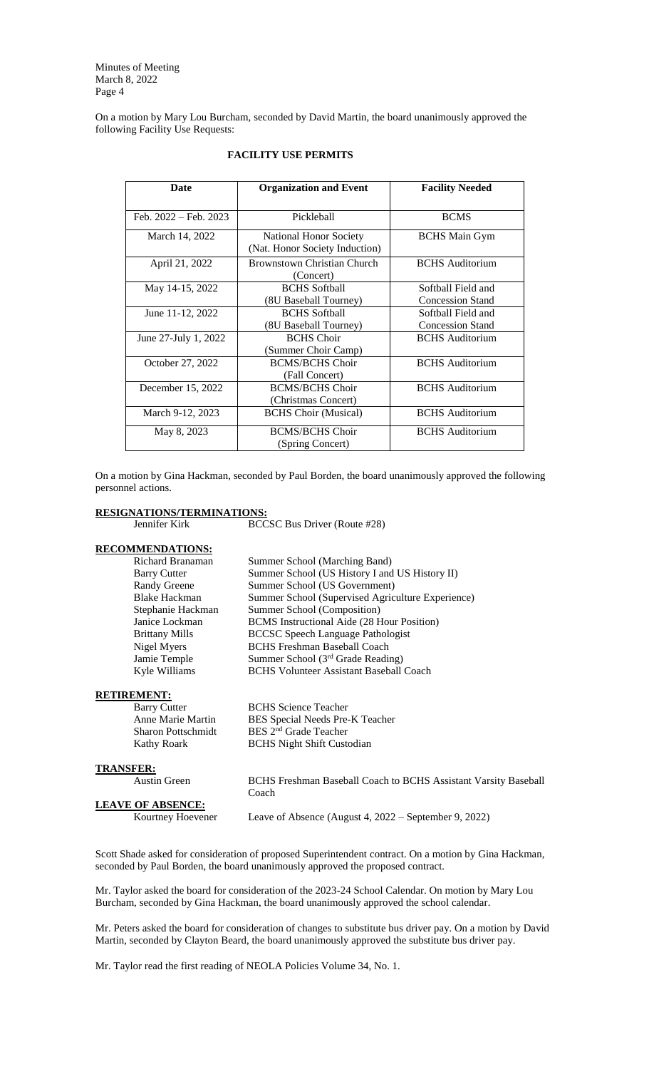On a motion by Mary Lou Burcham, seconded by David Martin, the board unanimously approved the following Facility Use Requests:

**FACILITY USE PERMITS**

| Date | Organization and Event | Facility Needed |
|---|---|---|
| Feb. 2022 – Feb. 2023 | Pickleball | BCMS |
| March 14, 2022 | National Honor Society (Nat. Honor Society Induction) | BCHS Main Gym |
| April 21, 2022 | Brownstown Christian Church (Concert) | BCHS Auditorium |
| May 14-15, 2022 | BCHS Softball (8U Baseball Tourney) | Softball Field and Concession Stand |
| June 11-12, 2022 | BCHS Softball (8U Baseball Tourney) | Softball Field and Concession Stand |
| June 27-July 1, 2022 | BCHS Choir (Summer Choir Camp) | BCHS Auditorium |
| October 27, 2022 | BCMS/BCHS Choir (Fall Concert) | BCHS Auditorium |
| December 15, 2022 | BCMS/BCHS Choir (Christmas Concert) | BCHS Auditorium |
| March 9-12, 2023 | BCHS Choir (Musical) | BCHS Auditorium |
| May 8, 2023 | BCMS/BCHS Choir (Spring Concert) | BCHS Auditorium |

On a motion by Gina Hackman, seconded by Paul Borden, the board unanimously approved the following personnel actions.

**RESIGNATIONS/TERMINATIONS:**

| | |
|---|---|
| Jennifer Kirk | BCCSC Bus Driver (Route #28) |

**RECOMMENDATIONS:**

| | |
|---|---|
| Richard Branaman | Summer School (Marching Band) |
| Barry Cutter | Summer School (US History I and US History II) |
| Randy Greene | Summer School (US Government) |
| Blake Hackman | Summer School (Supervised Agriculture Experience) |
| Stephanie Hackman | Summer School (Composition) |
| Janice Lockman | BCMS Instructional Aide (28 Hour Position) |
| Brittany Mills | BCCSC Speech Language Pathologist |
| Nigel Myers | BCHS Freshman Baseball Coach |
| Jamie Temple | Summer School (3rd Grade Reading) |
| Kyle Williams | BCHS Volunteer Assistant Baseball Coach |

**RETIREMENT:**

| | |
|---|---|
| Barry Cutter | BCHS Science Teacher |
| Anne Marie Martin | BES Special Needs Pre-K Teacher |
| Sharon Pottschmidt | BES 2nd Grade Teacher |
| Kathy Roark | BCHS Night Shift Custodian |

**TRANSFER:**

| | |
|---|---|
| Austin Green | BCHS Freshman Baseball Coach to BCHS Assistant Varsity Baseball Coach |

**LEAVE OF ABSENCE:**

| | |
|---|---|
| Kourtney Hoevener | Leave of Absence (August 4, 2022 – September 9, 2022) |

Scott Shade asked for consideration of proposed Superintendent contract. On a motion by Gina Hackman, seconded by Paul Borden, the board unanimously approved the proposed contract.

Mr. Taylor asked the board for consideration of the 2023-24 School Calendar. On motion by Mary Lou Burcham, seconded by Gina Hackman, the board unanimously approved the school calendar.

Mr. Peters asked the board for consideration of changes to substitute bus driver pay. On a motion by David Martin, seconded by Clayton Beard, the board unanimously approved the substitute bus driver pay.

Mr. Taylor read the first reading of NEOLA Policies Volume 34, No. 1.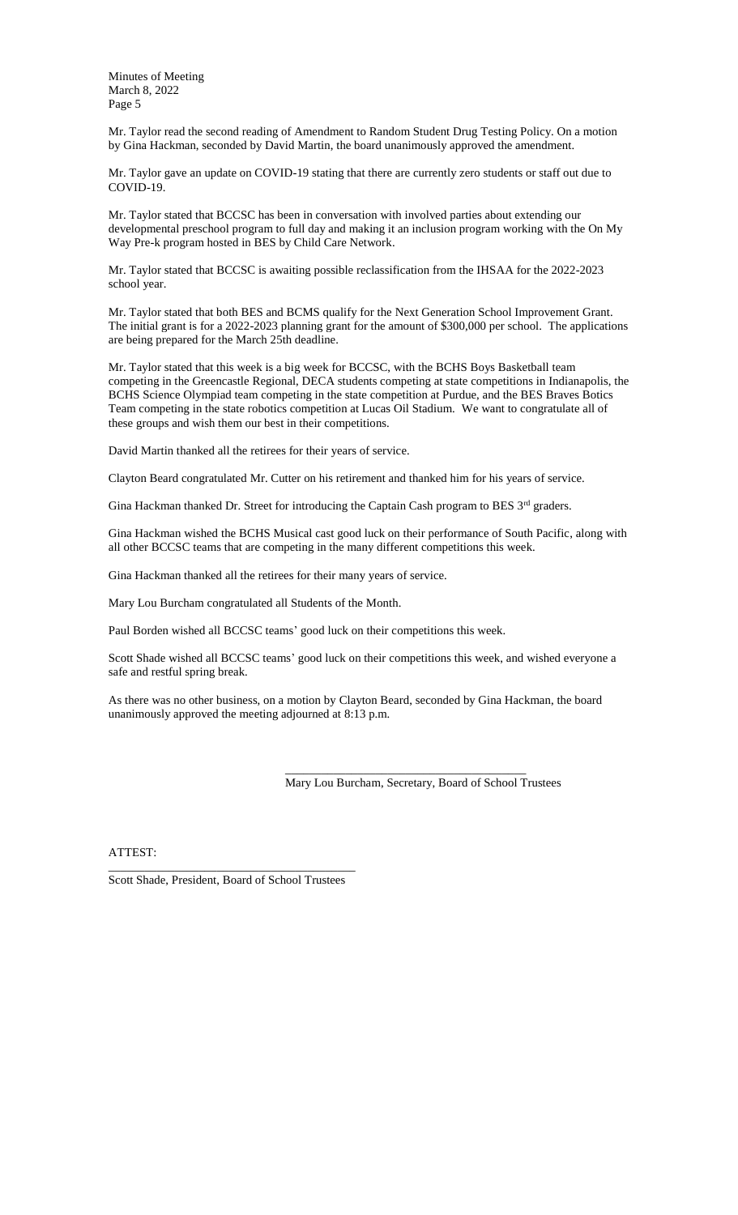Mr. Taylor read the second reading of Amendment to Random Student Drug Testing Policy. On a motion by Gina Hackman, seconded by David Martin, the board unanimously approved the amendment.

Mr. Taylor gave an update on COVID-19 stating that there are currently zero students or staff out due to COVID-19.

Mr. Taylor stated that BCCSC has been in conversation with involved parties about extending our developmental preschool program to full day and making it an inclusion program working with the On My Way Pre-k program hosted in BES by Child Care Network.

Mr. Taylor stated that BCCSC is awaiting possible reclassification from the IHSAA for the 2022-2023 school year.

Mr. Taylor stated that both BES and BCMS qualify for the Next Generation School Improvement Grant. The initial grant is for a 2022-2023 planning grant for the amount of $300,000 per school. The applications are being prepared for the March 25th deadline.

Mr. Taylor stated that this week is a big week for BCCSC, with the BCHS Boys Basketball team competing in the Greencastle Regional, DECA students competing at state competitions in Indianapolis, the BCHS Science Olympiad team competing in the state competition at Purdue, and the BES Braves Botics Team competing in the state robotics competition at Lucas Oil Stadium. We want to congratulate all of these groups and wish them our best in their competitions.

David Martin thanked all the retirees for their years of service.

Clayton Beard congratulated Mr. Cutter on his retirement and thanked him for his years of service.

Gina Hackman thanked Dr. Street for introducing the Captain Cash program to BES 3rd graders.

Gina Hackman wished the BCHS Musical cast good luck on their performance of South Pacific, along with all other BCCSC teams that are competing in the many different competitions this week.

Gina Hackman thanked all the retirees for their many years of service.

Mary Lou Burcham congratulated all Students of the Month.

Paul Borden wished all BCCSC teams' good luck on their competitions this week.

Scott Shade wished all BCCSC teams' good luck on their competitions this week, and wished everyone a safe and restful spring break.

As there was no other business, on a motion by Clayton Beard, seconded by Gina Hackman, the board unanimously approved the meeting adjourned at 8:13 p.m.

\_\_\_\_\_\_\_\_\_\_\_\_\_\_\_\_\_\_\_\_\_\_\_\_\_\_\_\_\_\_\_\_\_\_\_\_\_\_\_\_

Mary Lou Burcham, Secretary, Board of School Trustees

ATTEST:

\_\_\_\_\_\_\_\_\_\_\_\_\_\_\_\_\_\_\_\_\_\_\_\_\_\_\_\_\_\_\_\_\_\_\_\_\_\_\_\_

Scott Shade, President, Board of School Trustees